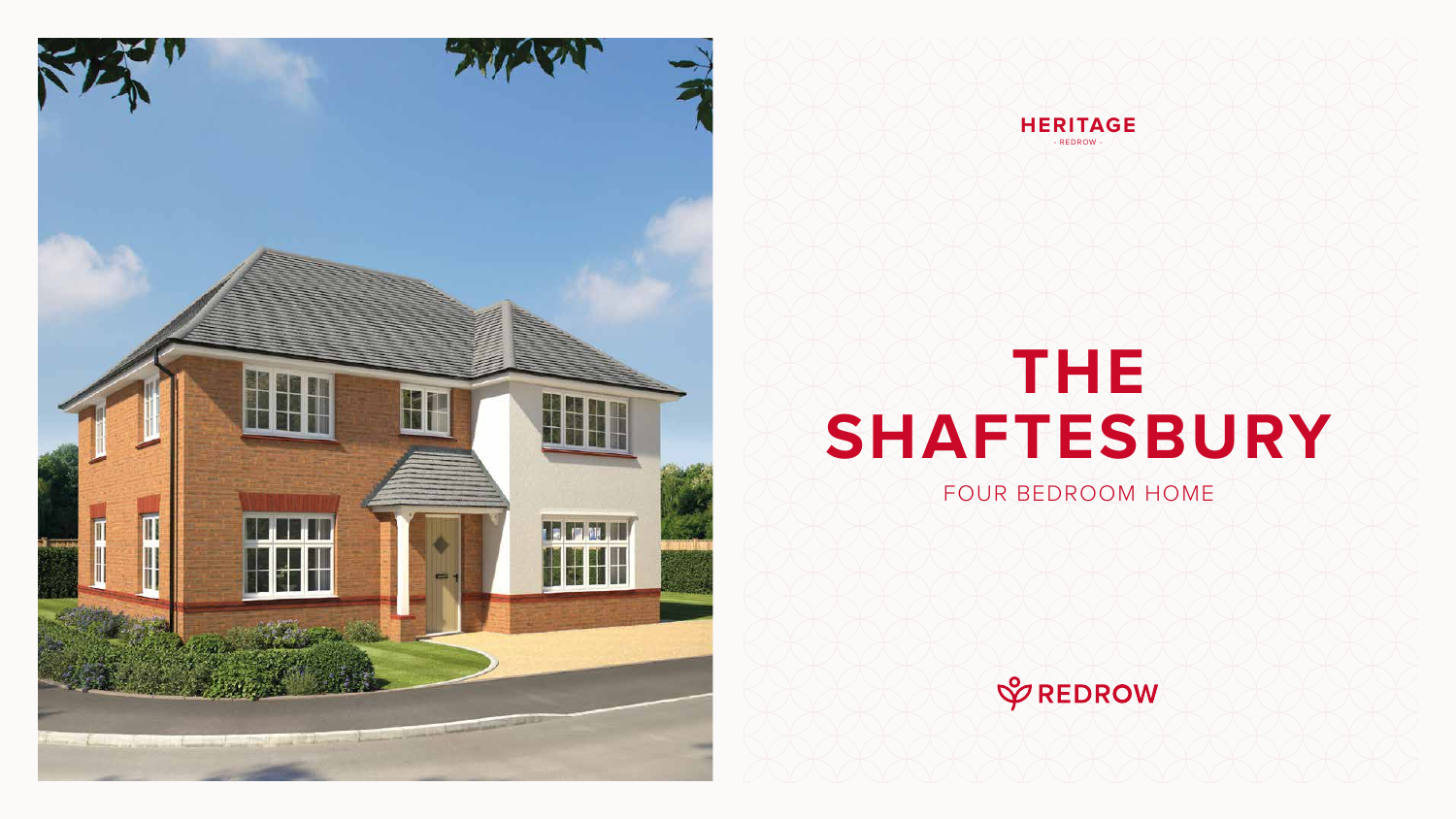HERITAGE

- REDROW -

# THE SHAFTESBURY

FOUR BEDROOM HOME

REDROW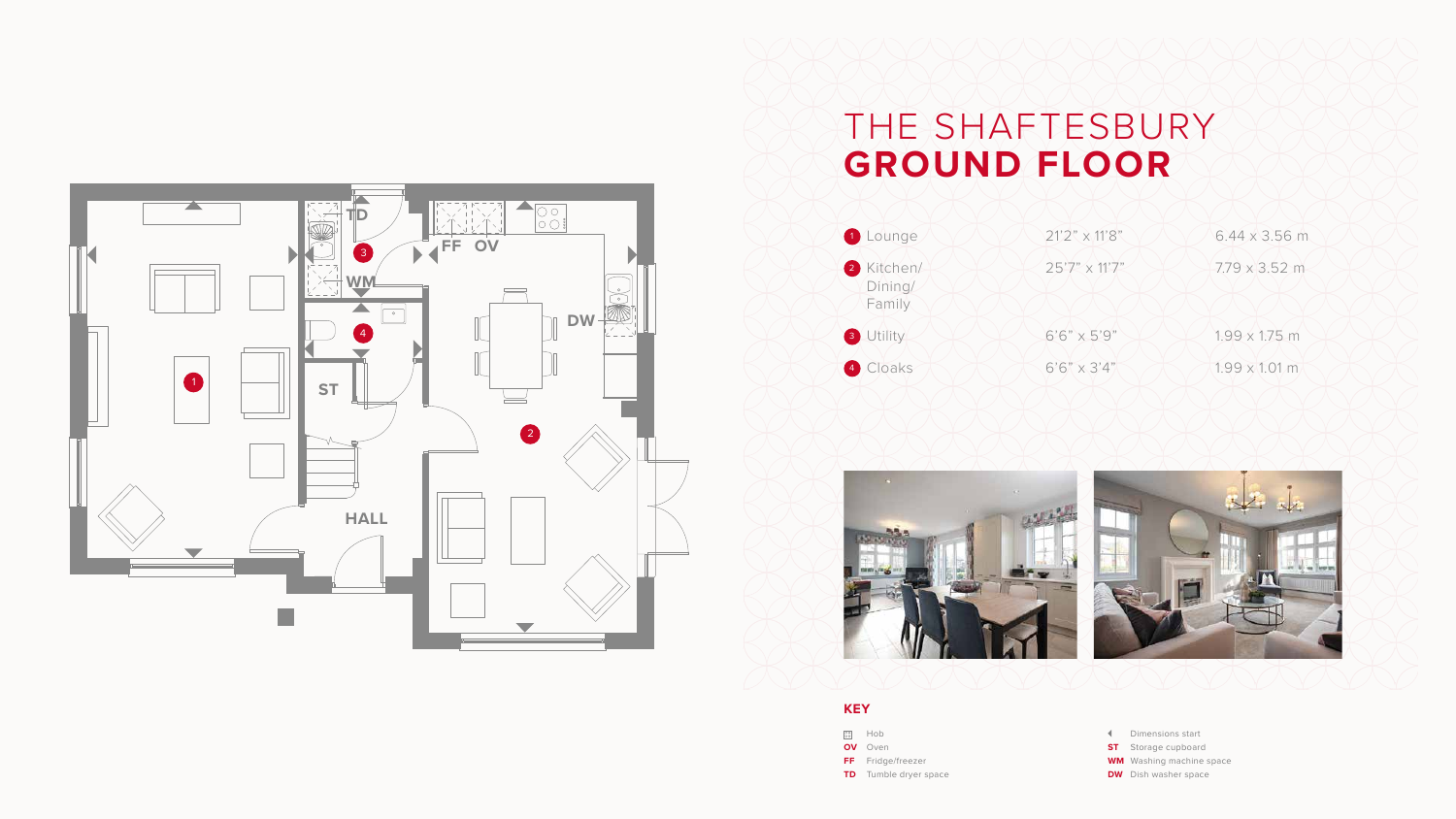# THE SHAFTESBURY
## GROUND FLOOR

| Room | Imperial | Metric |
|---|---|---|
| 1 Lounge | 21'2" x 11'8" | 6.44 x 3.56 m |
| 2 Kitchen/ Dining/ Family | 25'7" x 11'7" | 7.79 x 3.52 m |
| 3 Utility | 6'6" x 5'9" | 1.99 x 1.75 m |
| 4 Cloaks | 6'6" x 3'4" | 1.99 x 1.01 m |

### KEY

- Hob
- **OV** Oven
- **FF** Fridge/freezer
- **TD** Tumble dryer space
- Dimensions start
- **ST** Storage cupboard
- **WM** Washing machine space
- **DW** Dish washer space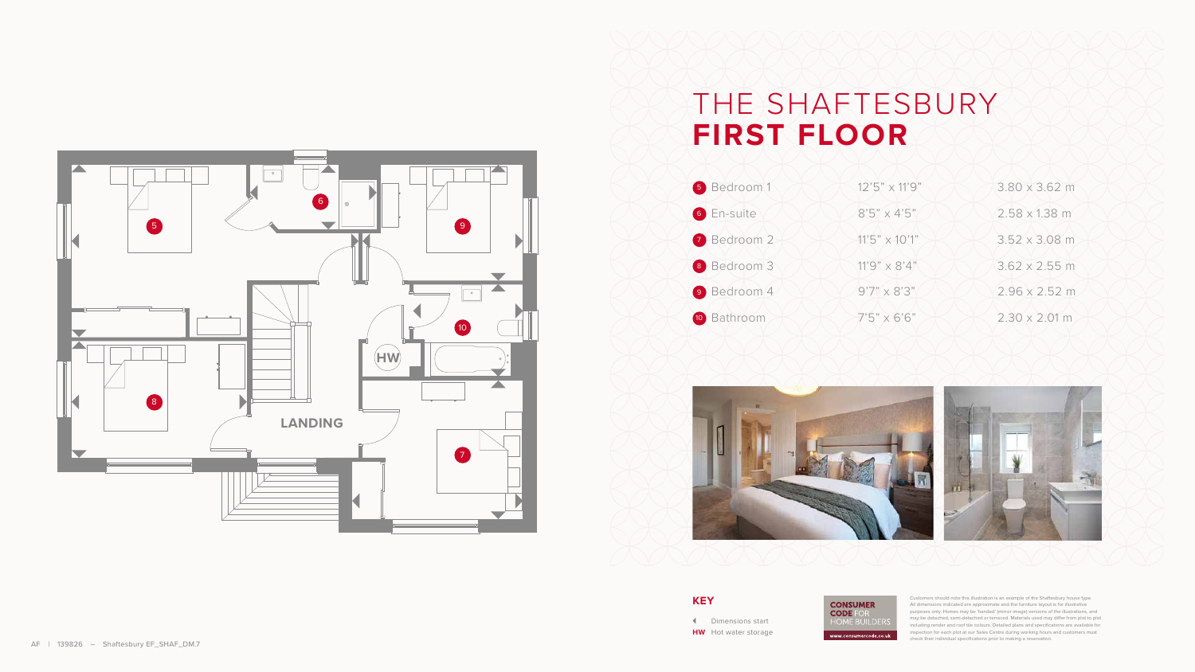# THE SHAFTESBURY
## FIRST FLOOR

| | | |
|---|---|---|
| 5 Bedroom 1 | 12'5" x 11'9" | 3.80 x 3.62 m |
| 6 En-suite | 8'5" x 4'5" | 2.58 x 1.38 m |
| 7 Bedroom 2 | 11'5" x 10'1" | 3.52 x 3.08 m |
| 8 Bedroom 3 | 11'9" x 8'4" | 3.62 x 2.55 m |
| 9 Bedroom 4 | 9'7" x 8'3" | 2.96 x 2.52 m |
| 10 Bathroom | 7'5" x 6'6" | 2.30 x 2.01 m |

LANDING

HW

**KEY**

Dimensions start

**HW** Hot water storage

CONSUMER CODE FOR HOME BUILDERS

www.consumercode.co.uk

Customers should note this illustration is an example of the Shaftesbury house type. All dimensions indicated are approximate and the furniture layout is for illustrative purposes only. Homes may be 'handed' (mirror image) versions of the illustrations, and may be detached, semi-detached or terraced. Materials used may differ from plot to plot including render and roof tile colours. Detailed plans and specifications are available for inspection for each plot at our Sales Centre during working hours and customers must check their individual specifications prior to making a reservation.

AF | 139826 – Shaftesbury EF_SHAF_DM.7